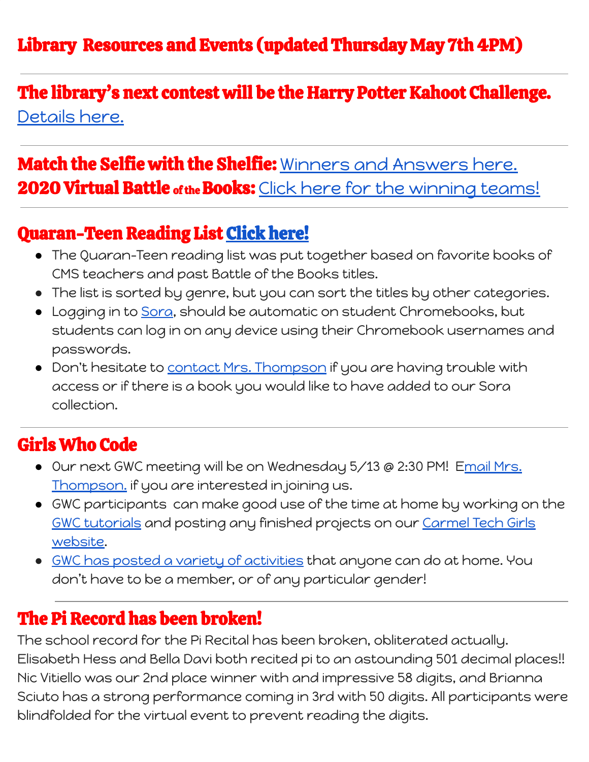# Library  Resources and Events (updated Thursday May 7th 4PM)

---

## The library's next contest will be the Harry Potter Kahoot Challenge.

Details here.

---

## Match the Selfie with the Shelfie: Winners and Answers here.

## 2020 Virtual Battle of the Books: Click here for the winning teams!

---

## Quaran-Teen Reading List Click here!

- The Quaran-Teen reading list was put together based on favorite books of CMS teachers and past Battle of the Books titles.
- The list is sorted by genre, but you can sort the titles by other categories.
- Logging in to Sora, should be automatic on student Chromebooks, but students can log in on any device using their Chromebook usernames and passwords.
- Don't hesitate to contact Mrs. Thompson if you are having trouble with access or if there is a book you would like to have added to our Sora collection.

---

## Girls Who Code

- Our next GWC meeting will be on Wednesday 5/13 @ 2:30 PM!  Email Mrs. Thompson. if you are interested in joining us.
- GWC participants  can make good use of the time at home by working on the GWC tutorials and posting any finished projects on our Carmel Tech Girls website.
- GWC has posted a variety of activities that anyone can do at home. You don't have to be a member, or of any particular gender!

---

## The Pi Record has been broken!

The school record for the Pi Recital has been broken, obliterated actually. Elisabeth Hess and Bella Davi both recited pi to an astounding 501 decimal places!! Nic Vitiello was our 2nd place winner with and impressive 58 digits, and Brianna Sciuto has a strong performance coming in 3rd with 50 digits. All participants were blindfolded for the virtual event to prevent reading the digits.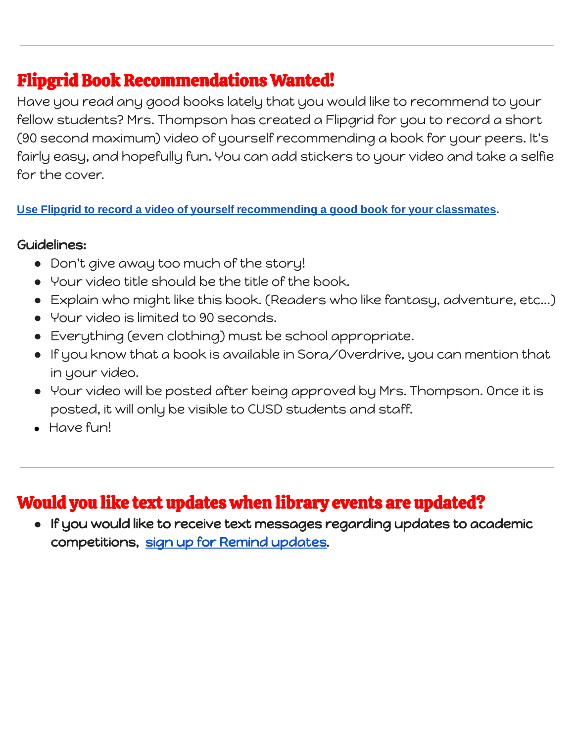---

## Flipgrid Book Recommendations Wanted!

Have you read any good books lately that you would like to recommend to your fellow students? Mrs. Thompson has created a Flipgrid for you to record a short (90 second maximum) video of yourself recommending a book for your peers. It's fairly easy, and hopefully fun. You can add stickers to your video and take a selfie for the cover.

**Use Flipgrid to record a video of yourself recommending a good book for your classmates.**

**Guidelines:**

- Don't give away too much of the story!
- Your video title should be the title of the book.
- Explain who might like this book. (Readers who like fantasy, adventure, etc...)
- Your video is limited to 90 seconds.
- Everything (even clothing) must be school appropriate.
- If you know that a book is available in Sora/Overdrive, you can mention that in your video.
- Your video will be posted after being approved by Mrs. Thompson. Once it is posted, it will only be visible to CUSD students and staff.
- Have fun!

---

## Would you like text updates when library events are updated?

- **If you would like to receive text messages regarding updates to academic competitions, sign up for Remind updates.**